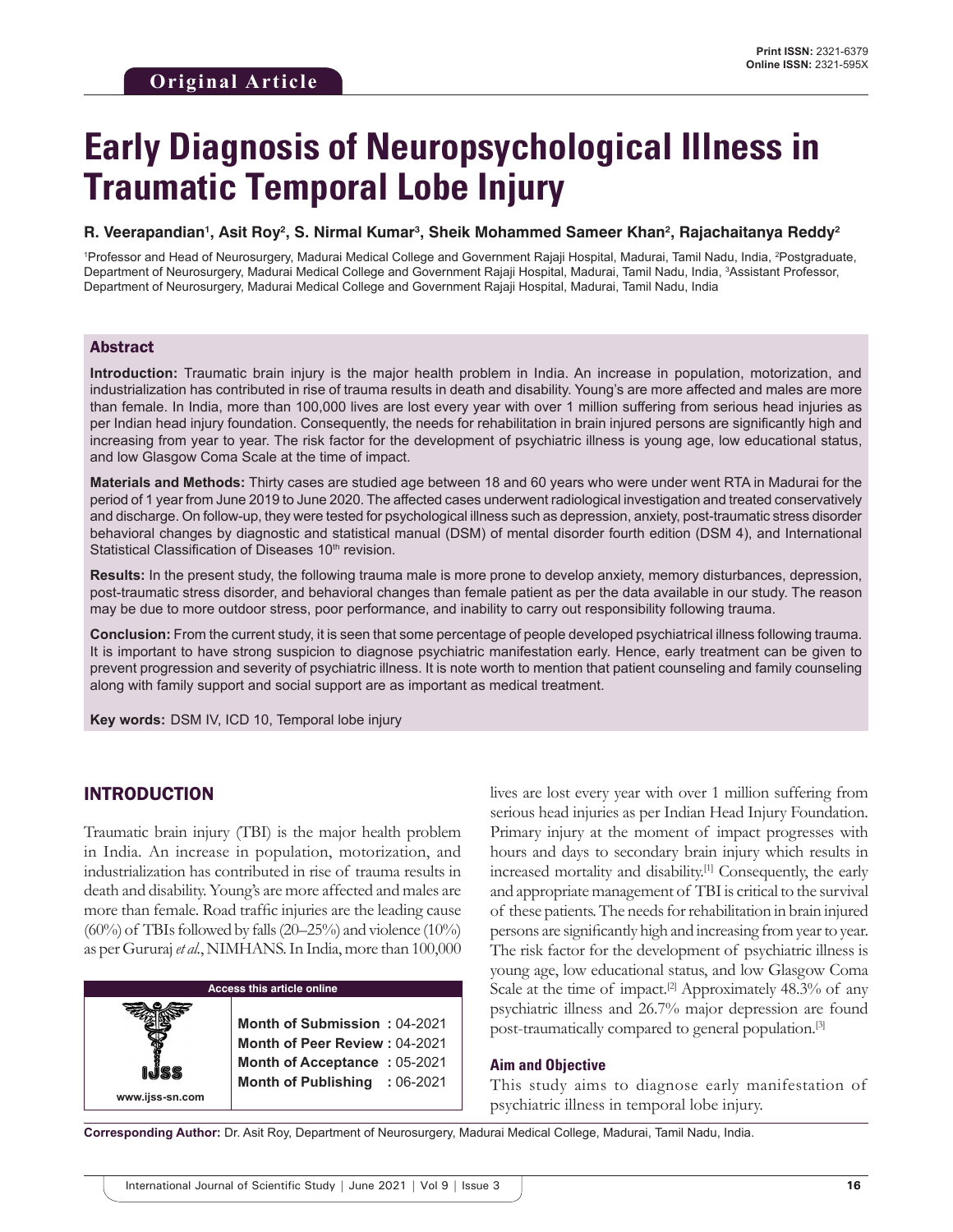**Original Article**

Print ISSN: 2321-6379
Online ISSN: 2321-595X

# Early Diagnosis of Neuropsychological Illness in Traumatic Temporal Lobe Injury

**R. Veerapandian[1], Asit Roy[2], S. Nirmal Kumar[3], Sheik Mohammed Sameer Khan[2], Rajachaitanya Reddy[2]**

[1]Professor and Head of Neurosurgery, Madurai Medical College and Government Rajaji Hospital, Madurai, Tamil Nadu, India, [2]Postgraduate, Department of Neurosurgery, Madurai Medical College and Government Rajaji Hospital, Madurai, Tamil Nadu, India, [3]Assistant Professor, Department of Neurosurgery, Madurai Medical College and Government Rajaji Hospital, Madurai, Tamil Nadu, India

## Abstract

**Introduction:** Traumatic brain injury is the major health problem in India. An increase in population, motorization, and industrialization has contributed in rise of trauma results in death and disability. Young's are more affected and males are more than female. In India, more than 100,000 lives are lost every year with over 1 million suffering from serious head injuries as per Indian head injury foundation. Consequently, the needs for rehabilitation in brain injured persons are significantly high and increasing from year to year. The risk factor for the development of psychiatric illness is young age, low educational status, and low Glasgow Coma Scale at the time of impact.

**Materials and Methods:** Thirty cases are studied age between 18 and 60 years who were under went RTA in Madurai for the period of 1 year from June 2019 to June 2020. The affected cases underwent radiological investigation and treated conservatively and discharge. On follow-up, they were tested for psychological illness such as depression, anxiety, post-traumatic stress disorder behavioral changes by diagnostic and statistical manual (DSM) of mental disorder fourth edition (DSM 4), and International Statistical Classification of Diseases 10th revision.

**Results:** In the present study, the following trauma male is more prone to develop anxiety, memory disturbances, depression, post-traumatic stress disorder, and behavioral changes than female patient as per the data available in our study. The reason may be due to more outdoor stress, poor performance, and inability to carry out responsibility following trauma.

**Conclusion:** From the current study, it is seen that some percentage of people developed psychiatrical illness following trauma. It is important to have strong suspicion to diagnose psychiatric manifestation early. Hence, early treatment can be given to prevent progression and severity of psychiatric illness. It is note worth to mention that patient counseling and family counseling along with family support and social support are as important as medical treatment.

**Key words:** DSM IV, ICD 10, Temporal lobe injury

## INTRODUCTION

Traumatic brain injury (TBI) is the major health problem in India. An increase in population, motorization, and industrialization has contributed in rise of trauma results in death and disability. Young's are more affected and males are more than female. Road traffic injuries are the leading cause (60%) of TBIs followed by falls (20–25%) and violence (10%) as per Gururaj *et al.*, NIMHANS. In India, more than 100,000 lives are lost every year with over 1 million suffering from serious head injuries as per Indian Head Injury Foundation. Primary injury at the moment of impact progresses with hours and days to secondary brain injury which results in increased mortality and disability.[1] Consequently, the early and appropriate management of TBI is critical to the survival of these patients. The needs for rehabilitation in brain injured persons are significantly high and increasing from year to year. The risk factor for the development of psychiatric illness is young age, low educational status, and low Glasgow Coma Scale at the time of impact.[2] Approximately 48.3% of any psychiatric illness and 26.7% major depression are found post-traumatically compared to general population.[3]

| Access this article online | |
|---|---|
| IJSS<br>www.ijss-sn.com | **Month of Submission :** 04-2021<br>**Month of Peer Review :** 04-2021<br>**Month of Acceptance :** 05-2021<br>**Month of Publishing :** 06-2021 |

### Aim and Objective

This study aims to diagnose early manifestation of psychiatric illness in temporal lobe injury.

**Corresponding Author:** Dr. Asit Roy, Department of Neurosurgery, Madurai Medical College, Madurai, Tamil Nadu, India.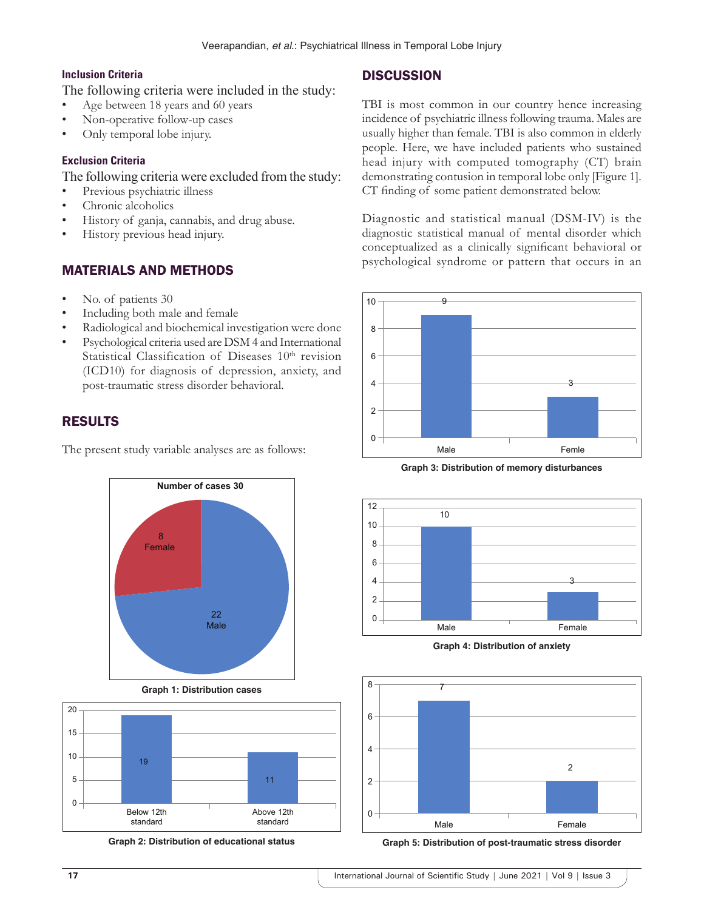### Inclusion Criteria

The following criteria were included in the study:

- Age between 18 years and 60 years
- Non-operative follow-up cases
- Only temporal lobe injury.

### Exclusion Criteria

The following criteria were excluded from the study:

- Previous psychiatric illness
- Chronic alcoholics
- History of ganja, cannabis, and drug abuse.
- History previous head injury.

## MATERIALS AND METHODS

- No. of patients 30
- Including both male and female
- Radiological and biochemical investigation were done
- Psychological criteria used are DSM 4 and International Statistical Classification of Diseases 10th revision (ICD10) for diagnosis of depression, anxiety, and post-traumatic stress disorder behavioral.

## RESULTS

The present study variable analyses are as follows:

Number of cases 30

8 Female

22 Male

Graph 1: Distribution cases

Below 12th standard: 19

Above 12th standard: 11

Graph 2: Distribution of educational status

## DISCUSSION

TBI is most common in our country hence increasing incidence of psychiatric illness following trauma. Males are usually higher than female. TBI is also common in elderly people. Here, we have included patients who sustained head injury with computed tomography (CT) brain demonstrating contusion in temporal lobe only [Figure 1]. CT finding of some patient demonstrated below.

Diagnostic and statistical manual (DSM-IV) is the diagnostic statistical manual of mental disorder which conceptualized as a clinically significant behavioral or psychological syndrome or pattern that occurs in an

Male: 9

Femle: 3

Graph 3: Distribution of memory disturbances

Male: 10

Female: 3

Graph 4: Distribution of anxiety

Male: 7

Female: 2

Graph 5: Distribution of post-traumatic stress disorder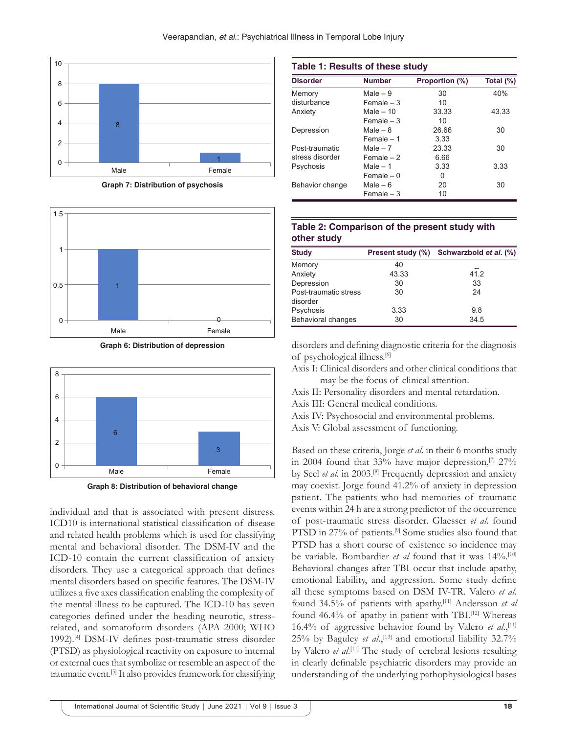Graph 7: Distribution of psychosis

Graph 6: Distribution of depression

Graph 8: Distribution of behavioral change

individual and that is associated with present distress. ICD10 is international statistical classification of disease and related health problems which is used for classifying mental and behavioral disorder. The DSM-IV and the ICD-10 contain the current classification of anxiety disorders. They use a categorical approach that defines mental disorders based on specific features. The DSM-IV utilizes a five axes classification enabling the complexity of the mental illness to be captured. The ICD-10 has seven categories defined under the heading neurotic, stress-related, and somatoform disorders (APA 2000; WHO 1992).[4] DSM-IV defines post-traumatic stress disorder (PTSD) as physiological reactivity on exposure to internal or external cues that symbolize or resemble an aspect of the traumatic event.[5] It also provides framework for classifying disorders and defining diagnostic criteria for the diagnosis of psychological illness.[6]

**Table 1: Results of these study**

| Disorder | Number | Proportion (%) | Total (%) |
|---|---|---|---|
| Memory disturbance | Male – 9 | 30 | 40% |
| | Female – 3 | 10 | |
| Anxiety | Male – 10 | 33.33 | 43.33 |
| | Female – 3 | 10 | |
| Depression | Male – 8 | 26.66 | 30 |
| | Female – 1 | 3.33 | |
| Post-traumatic stress disorder | Male – 7 | 23.33 | 30 |
| | Female – 2 | 6.66 | |
| Psychosis | Male – 1 | 3.33 | 3.33 |
| | Female – 0 | 0 | |
| Behavior change | Male – 6 | 20 | 30 |
| | Female – 3 | 10 | |

**Table 2: Comparison of the present study with other study**

| Study | Present study (%) | Schwarzbold *et al.* (%) |
|---|---|---|
| Memory | 40 | _ |
| Anxiety | 43.33 | 41.2 |
| Depression | 30 | 33 |
| Post-traumatic stress disorder | 30 | 24 |
| Psychosis | 3.33 | 9.8 |
| Behavioral changes | 30 | 34.5 |

Axis I: Clinical disorders and other clinical conditions that may be the focus of clinical attention.

Axis II: Personality disorders and mental retardation.

Axis III: General medical conditions.

Axis IV: Psychosocial and environmental problems.

Axis V: Global assessment of functioning.

Based on these criteria, Jorge *et al.* in their 6 months study in 2004 found that 33% have major depression,[7] 27% by Seel *et al.* in 2003.[8] Frequently depression and anxiety may coexist. Jorge found 41.2% of anxiety in depression patient. The patients who had memories of traumatic events within 24 h are a strong predictor of the occurrence of post-traumatic stress disorder. Glaesser *et al.* found PTSD in 27% of patients.[9] Some studies also found that PTSD has a short course of existence so incidence may be variable. Bombardier *et al* found that it was 14%.[10] Behavioral changes after TBI occur that include apathy, emotional liability, and aggression. Some study define all these symptoms based on DSM IV-TR. Valero *et al.* found 34.5% of patients with apathy.[11] Andersson *et al* found 46.4% of apathy in patient with TBI.[12] Whereas 16.4% of aggressive behavior found by Valero *et al.*,[11] 25% by Baguley *et al.*,[13] and emotional liability 32.7% by Valero *et al.*[11] The study of cerebral lesions resulting in clearly definable psychiatric disorders may provide an understanding of the underlying pathophysiological bases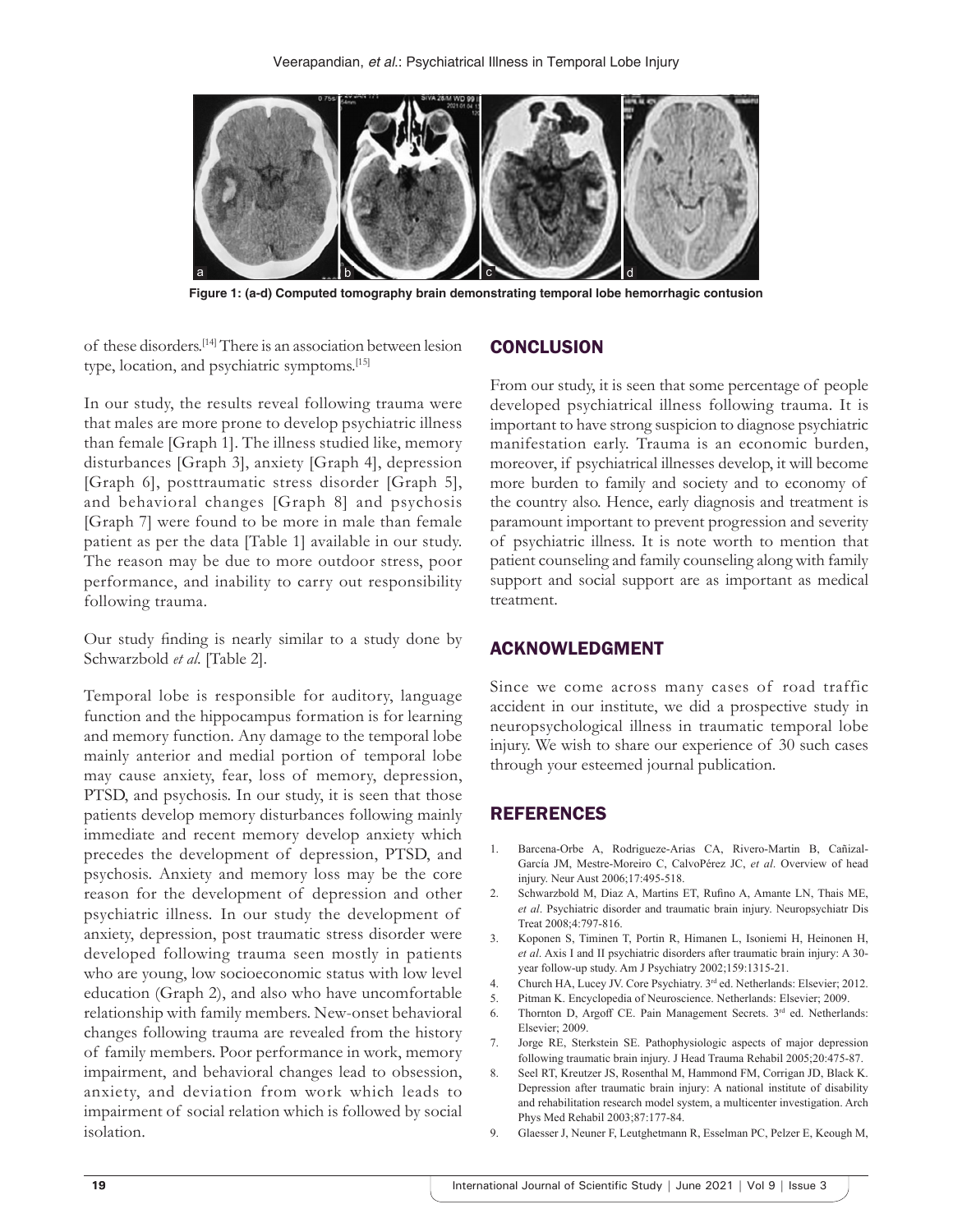Figure 1: (a-d) Computed tomography brain demonstrating temporal lobe hemorrhagic contusion

of these disorders.[14] There is an association between lesion type, location, and psychiatric symptoms.[15]

In our study, the results reveal following trauma were that males are more prone to develop psychiatric illness than female [Graph 1]. The illness studied like, memory disturbances [Graph 3], anxiety [Graph 4], depression [Graph 6], posttraumatic stress disorder [Graph 5], and behavioral changes [Graph 8] and psychosis [Graph 7] were found to be more in male than female patient as per the data [Table 1] available in our study. The reason may be due to more outdoor stress, poor performance, and inability to carry out responsibility following trauma.

Our study finding is nearly similar to a study done by Schwarzbold *et al.* [Table 2].

Temporal lobe is responsible for auditory, language function and the hippocampus formation is for learning and memory function. Any damage to the temporal lobe mainly anterior and medial portion of temporal lobe may cause anxiety, fear, loss of memory, depression, PTSD, and psychosis. In our study, it is seen that those patients develop memory disturbances following mainly immediate and recent memory develop anxiety which precedes the development of depression, PTSD, and psychosis. Anxiety and memory loss may be the core reason for the development of depression and other psychiatric illness. In our study the development of anxiety, depression, post traumatic stress disorder were developed following trauma seen mostly in patients who are young, low socioeconomic status with low level education (Graph 2), and also who have uncomfortable relationship with family members. New-onset behavioral changes following trauma are revealed from the history of family members. Poor performance in work, memory impairment, and behavioral changes lead to obsession, anxiety, and deviation from work which leads to impairment of social relation which is followed by social isolation.

## CONCLUSION

From our study, it is seen that some percentage of people developed psychiatrical illness following trauma. It is important to have strong suspicion to diagnose psychiatric manifestation early. Trauma is an economic burden, moreover, if psychiatrical illnesses develop, it will become more burden to family and society and to economy of the country also. Hence, early diagnosis and treatment is paramount important to prevent progression and severity of psychiatric illness. It is note worth to mention that patient counseling and family counseling along with family support and social support are as important as medical treatment.

## ACKNOWLEDGMENT

Since we come across many cases of road traffic accident in our institute, we did a prospective study in neuropsychological illness in traumatic temporal lobe injury. We wish to share our experience of 30 such cases through your esteemed journal publication.

## REFERENCES

1. Barcena-Orbe A, Rodrigueze-Arias CA, Rivero-Martin B, Cañizal-García JM, Mestre-Moreiro C, CalvoPérez JC, *et al*. Overview of head injury. Neur Aust 2006;17:495-518.
2. Schwarzbold M, Diaz A, Martins ET, Rufino A, Amante LN, Thais ME, *et al*. Psychiatric disorder and traumatic brain injury. Neuropsychiatr Dis Treat 2008;4:797-816.
3. Koponen S, Timinen T, Portin R, Himanen L, Isoniemi H, Heinonen H, *et al*. Axis I and II psychiatric disorders after traumatic brain injury: A 30-year follow-up study. Am J Psychiatry 2002;159:1315-21.
4. Church HA, Lucey JV. Core Psychiatry. 3rd ed. Netherlands: Elsevier; 2012.
5. Pitman K. Encyclopedia of Neuroscience. Netherlands: Elsevier; 2009.
6. Thornton D, Argoff CE. Pain Management Secrets. 3rd ed. Netherlands: Elsevier; 2009.
7. Jorge RE, Sterkstein SE. Pathophysiologic aspects of major depression following traumatic brain injury. J Head Trauma Rehabil 2005;20:475-87.
8. Seel RT, Kreutzer JS, Rosenthal M, Hammond FM, Corrigan JD, Black K. Depression after traumatic brain injury: A national institute of disability and rehabilitation research model system, a multicenter investigation. Arch Phys Med Rehabil 2003;87:177-84.
9. Glaesser J, Neuner F, Leutghetmann R, Esselman PC, Pelzer E, Keough M,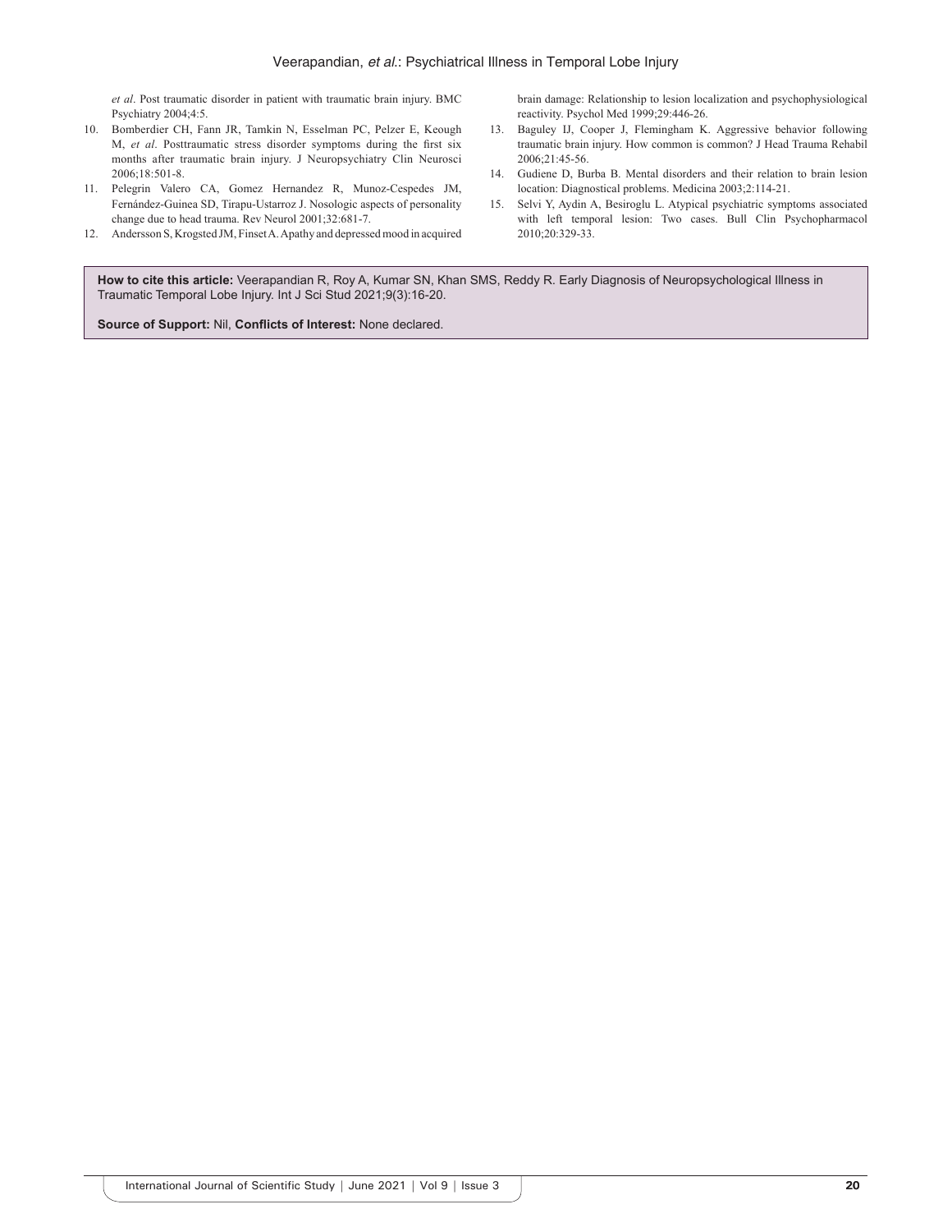*et al*. Post traumatic disorder in patient with traumatic brain injury. BMC Psychiatry 2004;4:5.

10. Bomberdier CH, Fann JR, Tamkin N, Esselman PC, Pelzer E, Keough M, *et al*. Posttraumatic stress disorder symptoms during the first six months after traumatic brain injury. J Neuropsychiatry Clin Neurosci 2006;18:501-8.
11. Pelegrin Valero CA, Gomez Hernandez R, Munoz-Cespedes JM, Fernández-Guinea SD, Tirapu-Ustarroz J. Nosologic aspects of personality change due to head trauma. Rev Neurol 2001;32:681-7.
12. Andersson S, Krogsted JM, Finset A. Apathy and depressed mood in acquired brain damage: Relationship to lesion localization and psychophysiological reactivity. Psychol Med 1999;29:446-26.
13. Baguley IJ, Cooper J, Flemingham K. Aggressive behavior following traumatic brain injury. How common is common? J Head Trauma Rehabil 2006;21:45-56.
14. Gudiene D, Burba B. Mental disorders and their relation to brain lesion location: Diagnostical problems. Medicina 2003;2:114-21.
15. Selvi Y, Aydin A, Besiroglu L. Atypical psychiatric symptoms associated with left temporal lesion: Two cases. Bull Clin Psychopharmacol 2010;20:329-33.

**How to cite this article:** Veerapandian R, Roy A, Kumar SN, Khan SMS, Reddy R. Early Diagnosis of Neuropsychological Illness in Traumatic Temporal Lobe Injury. Int J Sci Stud 2021;9(3):16-20.

**Source of Support:** Nil, **Conflicts of Interest:** None declared.